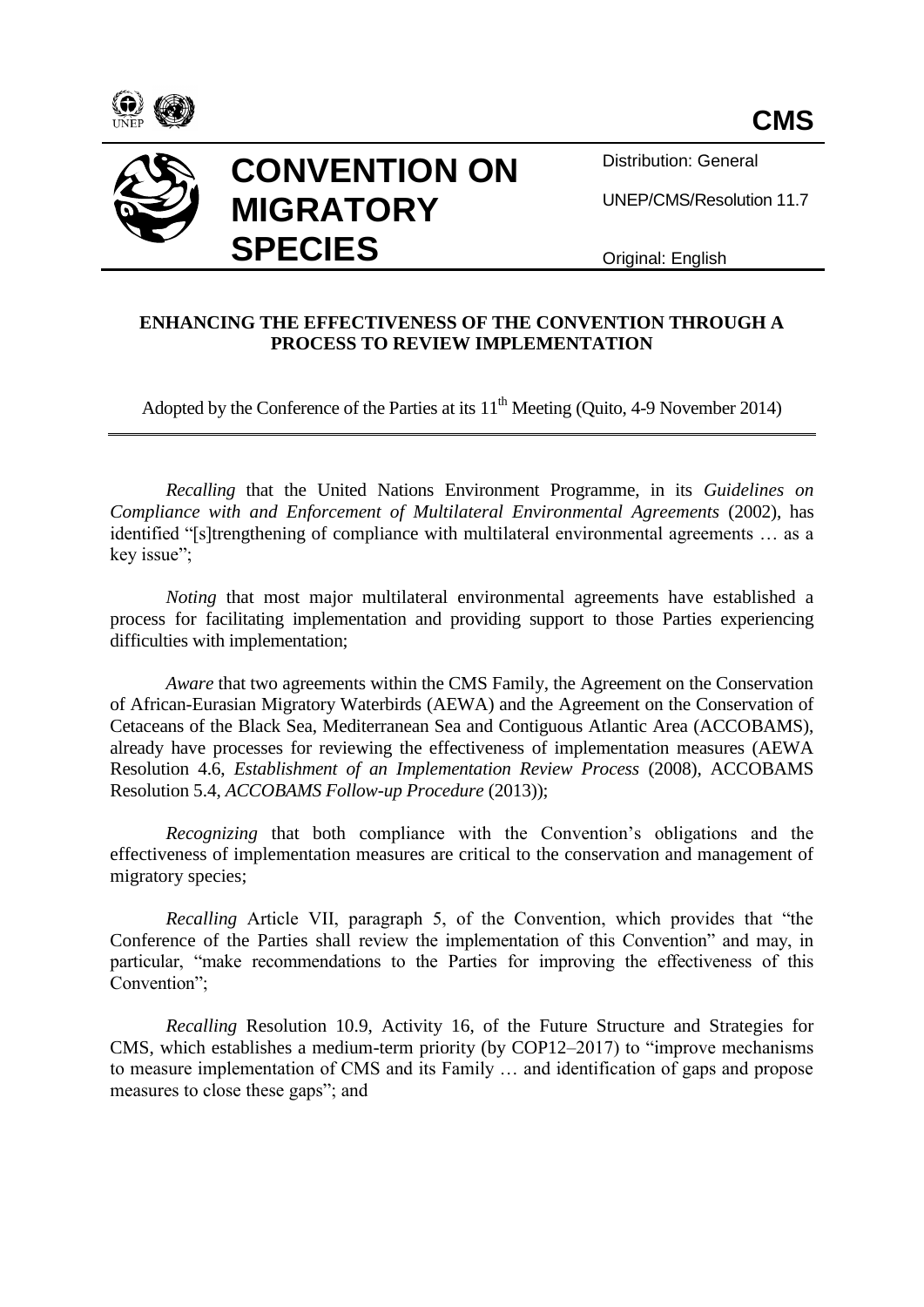**CMS**

# CONVENTION ON MIGRATORY SPECIES

Distribution: General

UNEP/CMS/Resolution 11.7

Original: English

## ENHANCING THE EFFECTIVENESS OF THE CONVENTION THROUGH A PROCESS TO REVIEW IMPLEMENTATION

Adopted by the Conference of the Parties at its 11th Meeting (Quito, 4-9 November 2014)

---

*Recalling* that the United Nations Environment Programme, in its *Guidelines on Compliance with and Enforcement of Multilateral Environmental Agreements* (2002), has identified "[s]trengthening of compliance with multilateral environmental agreements … as a key issue";

*Noting* that most major multilateral environmental agreements have established a process for facilitating implementation and providing support to those Parties experiencing difficulties with implementation;

*Aware* that two agreements within the CMS Family, the Agreement on the Conservation of African-Eurasian Migratory Waterbirds (AEWA) and the Agreement on the Conservation of Cetaceans of the Black Sea, Mediterranean Sea and Contiguous Atlantic Area (ACCOBAMS), already have processes for reviewing the effectiveness of implementation measures (AEWA Resolution 4.6, *Establishment of an Implementation Review Process* (2008), ACCOBAMS Resolution 5.4, *ACCOBAMS Follow-up Procedure* (2013));

*Recognizing* that both compliance with the Convention's obligations and the effectiveness of implementation measures are critical to the conservation and management of migratory species;

*Recalling* Article VII, paragraph 5, of the Convention, which provides that "the Conference of the Parties shall review the implementation of this Convention" and may, in particular, "make recommendations to the Parties for improving the effectiveness of this Convention";

*Recalling* Resolution 10.9, Activity 16, of the Future Structure and Strategies for CMS, which establishes a medium-term priority (by COP12–2017) to "improve mechanisms to measure implementation of CMS and its Family … and identification of gaps and propose measures to close these gaps"; and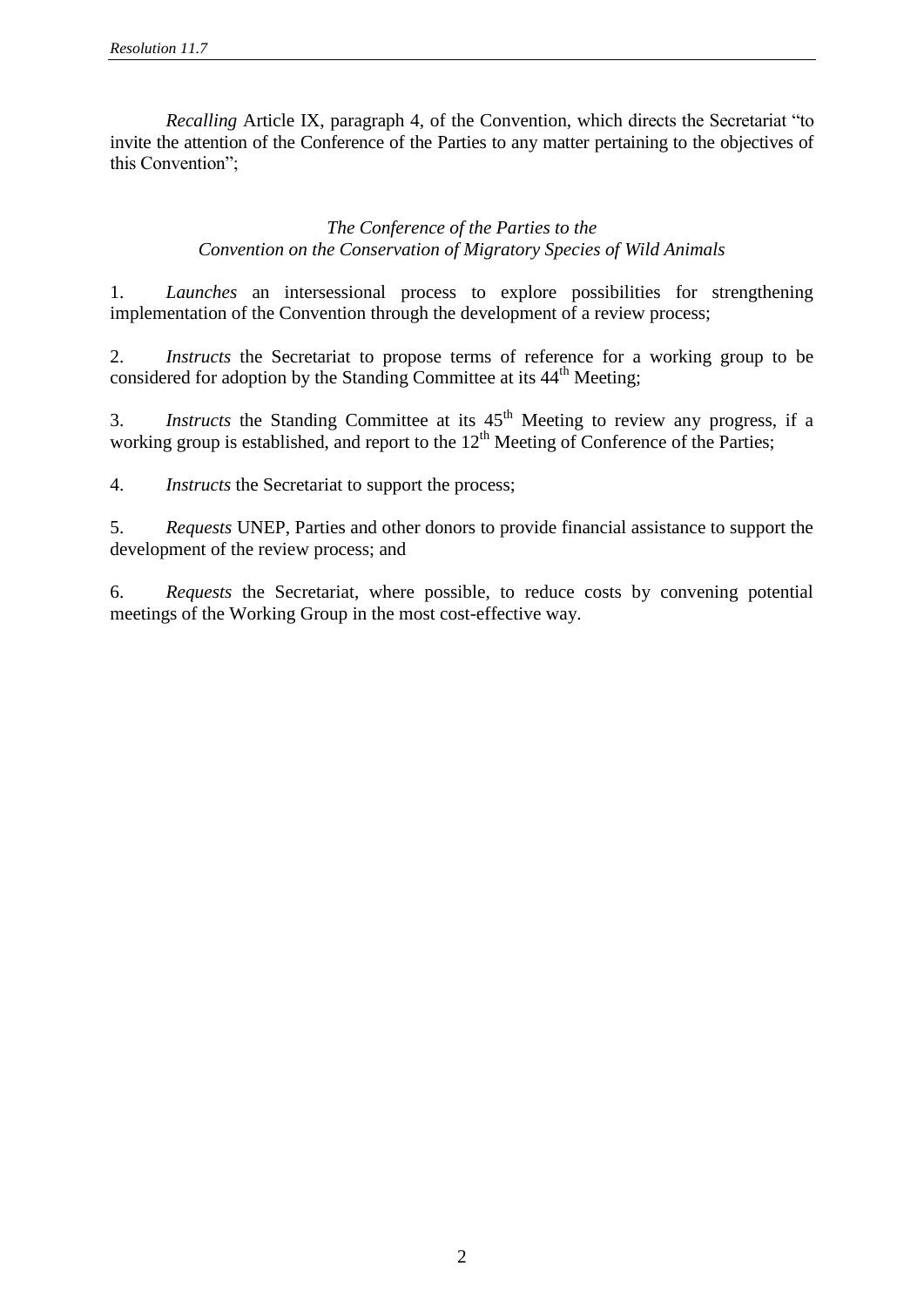*Recalling* Article IX, paragraph 4, of the Convention, which directs the Secretariat "to invite the attention of the Conference of the Parties to any matter pertaining to the objectives of this Convention";

*The Conference of the Parties to the*
*Convention on the Conservation of Migratory Species of Wild Animals*

1. *Launches* an intersessional process to explore possibilities for strengthening implementation of the Convention through the development of a review process;

2. *Instructs* the Secretariat to propose terms of reference for a working group to be considered for adoption by the Standing Committee at its 44th Meeting;

3. *Instructs* the Standing Committee at its 45th Meeting to review any progress, if a working group is established, and report to the 12th Meeting of Conference of the Parties;

4. *Instructs* the Secretariat to support the process;

5. *Requests* UNEP, Parties and other donors to provide financial assistance to support the development of the review process; and

6. *Requests* the Secretariat, where possible, to reduce costs by convening potential meetings of the Working Group in the most cost-effective way.